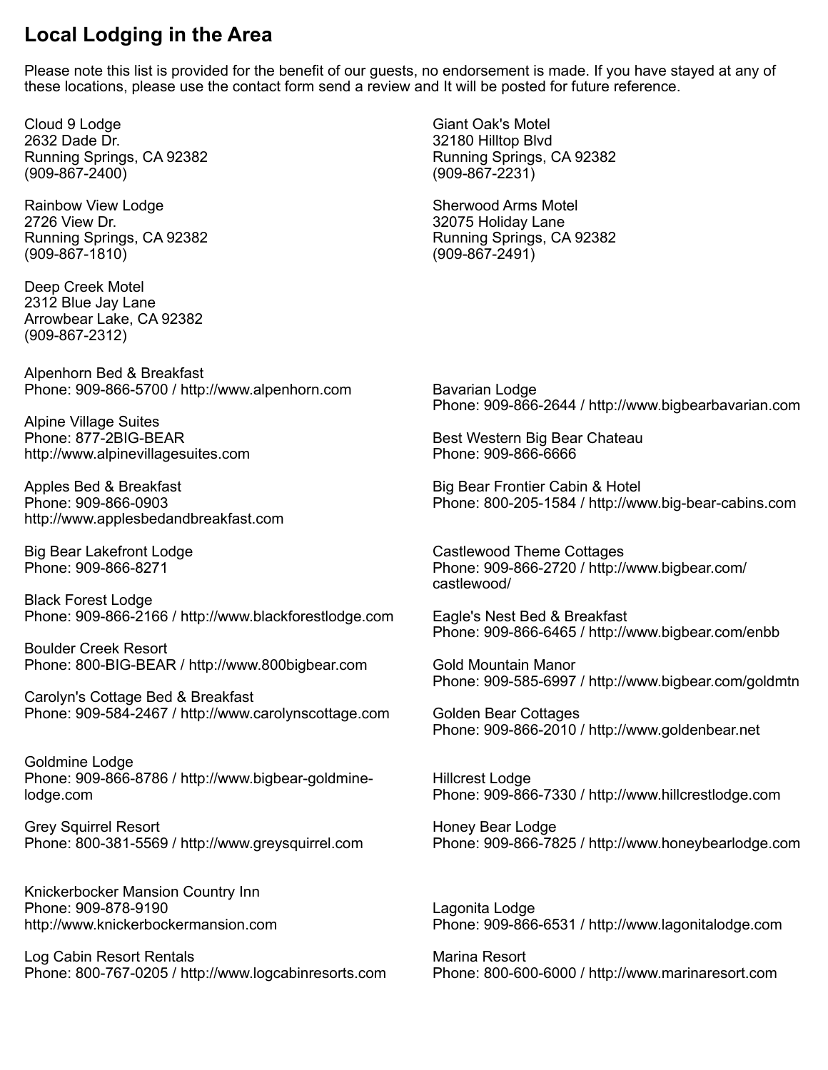# Local Lodging in the Area

Please note this list is provided for the benefit of our guests, no endorsement is made. If you have stayed at any of these locations, please use the contact form send a review and It will be posted for future reference.

Cloud 9 Lodge
2632 Dade Dr.
Running Springs, CA 92382
(909-867-2400)

Rainbow View Lodge
2726 View Dr.
Running Springs, CA 92382
(909-867-1810)

Deep Creek Motel
2312 Blue Jay Lane
Arrowbear Lake, CA 92382
(909-867-2312)

Giant Oak's Motel
32180 Hilltop Blvd
Running Springs, CA 92382
(909-867-2231)

Sherwood Arms Motel
32075 Holiday Lane
Running Springs, CA 92382
(909-867-2491)

Alpenhorn Bed & Breakfast
Phone: 909-866-5700 / http://www.alpenhorn.com

Alpine Village Suites
Phone: 877-2BIG-BEAR
http://www.alpinevillagesuites.com

Apples Bed & Breakfast
Phone: 909-866-0903
http://www.applesbedandbreakfast.com

Big Bear Lakefront Lodge
Phone: 909-866-8271

Black Forest Lodge
Phone: 909-866-2166 / http://www.blackforestlodge.com

Boulder Creek Resort
Phone: 800-BIG-BEAR / http://www.800bigbear.com

Carolyn's Cottage Bed & Breakfast
Phone: 909-584-2467 / http://www.carolynscottage.com

Goldmine Lodge
Phone: 909-866-8786 / http://www.bigbear-goldmine-lodge.com

Grey Squirrel Resort
Phone: 800-381-5569 / http://www.greysquirrel.com

Knickerbocker Mansion Country Inn
Phone: 909-878-9190
http://www.knickerbockermansion.com

Log Cabin Resort Rentals
Phone: 800-767-0205 / http://www.logcabinresorts.com

Bavarian Lodge
Phone: 909-866-2644 / http://www.bigbearbavarian.com

Best Western Big Bear Chateau
Phone: 909-866-6666

Big Bear Frontier Cabin & Hotel
Phone: 800-205-1584 / http://www.big-bear-cabins.com

Castlewood Theme Cottages
Phone: 909-866-2720 / http://www.bigbear.com/castlewood/

Eagle's Nest Bed & Breakfast
Phone: 909-866-6465 / http://www.bigbear.com/enbb

Gold Mountain Manor
Phone: 909-585-6997 / http://www.bigbear.com/goldmtn

Golden Bear Cottages
Phone: 909-866-2010 / http://www.goldenbear.net

Hillcrest Lodge
Phone: 909-866-7330 / http://www.hillcrestlodge.com

Honey Bear Lodge
Phone: 909-866-7825 / http://www.honeybearlodge.com

Lagonita Lodge
Phone: 909-866-6531 / http://www.lagonitalodge.com

Marina Resort
Phone: 800-600-6000 / http://www.marinaresort.com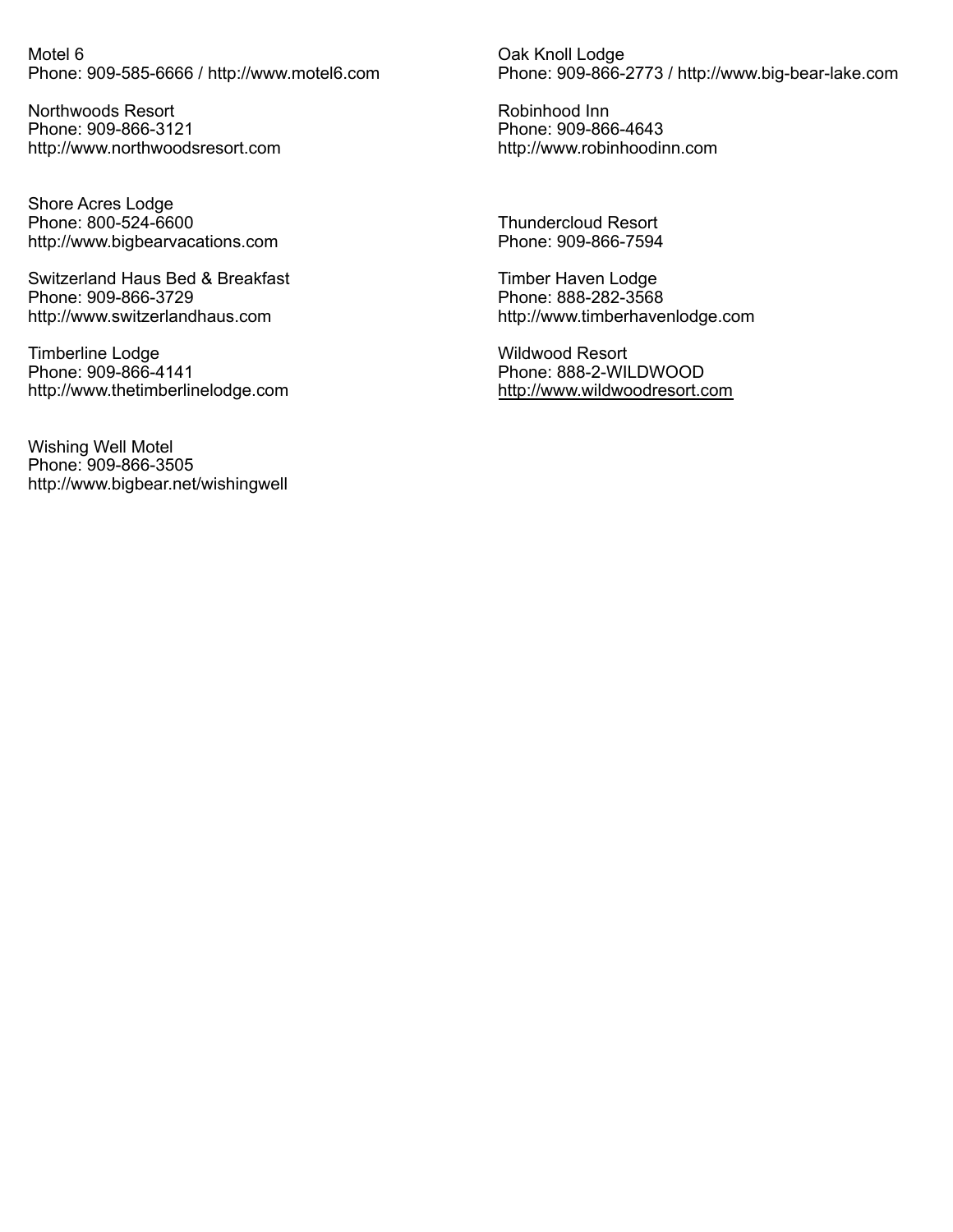Motel 6
Phone: 909-585-6666 / http://www.motel6.com

Northwoods Resort
Phone: 909-866-3121
http://www.northwoodsresort.com

Shore Acres Lodge
Phone: 800-524-6600
http://www.bigbearvacations.com

Switzerland Haus Bed & Breakfast
Phone: 909-866-3729
http://www.switzerlandhaus.com

Timberline Lodge
Phone: 909-866-4141
http://www.thetimberlinelodge.com

Wishing Well Motel
Phone: 909-866-3505
http://www.bigbear.net/wishingwell

Oak Knoll Lodge
Phone: 909-866-2773 / http://www.big-bear-lake.com

Robinhood Inn
Phone: 909-866-4643
http://www.robinhoodinn.com

Thundercloud Resort
Phone: 909-866-7594

Timber Haven Lodge
Phone: 888-282-3568
http://www.timberhavenlodge.com

Wildwood Resort
Phone: 888-2-WILDWOOD
http://www.wildwoodresort.com